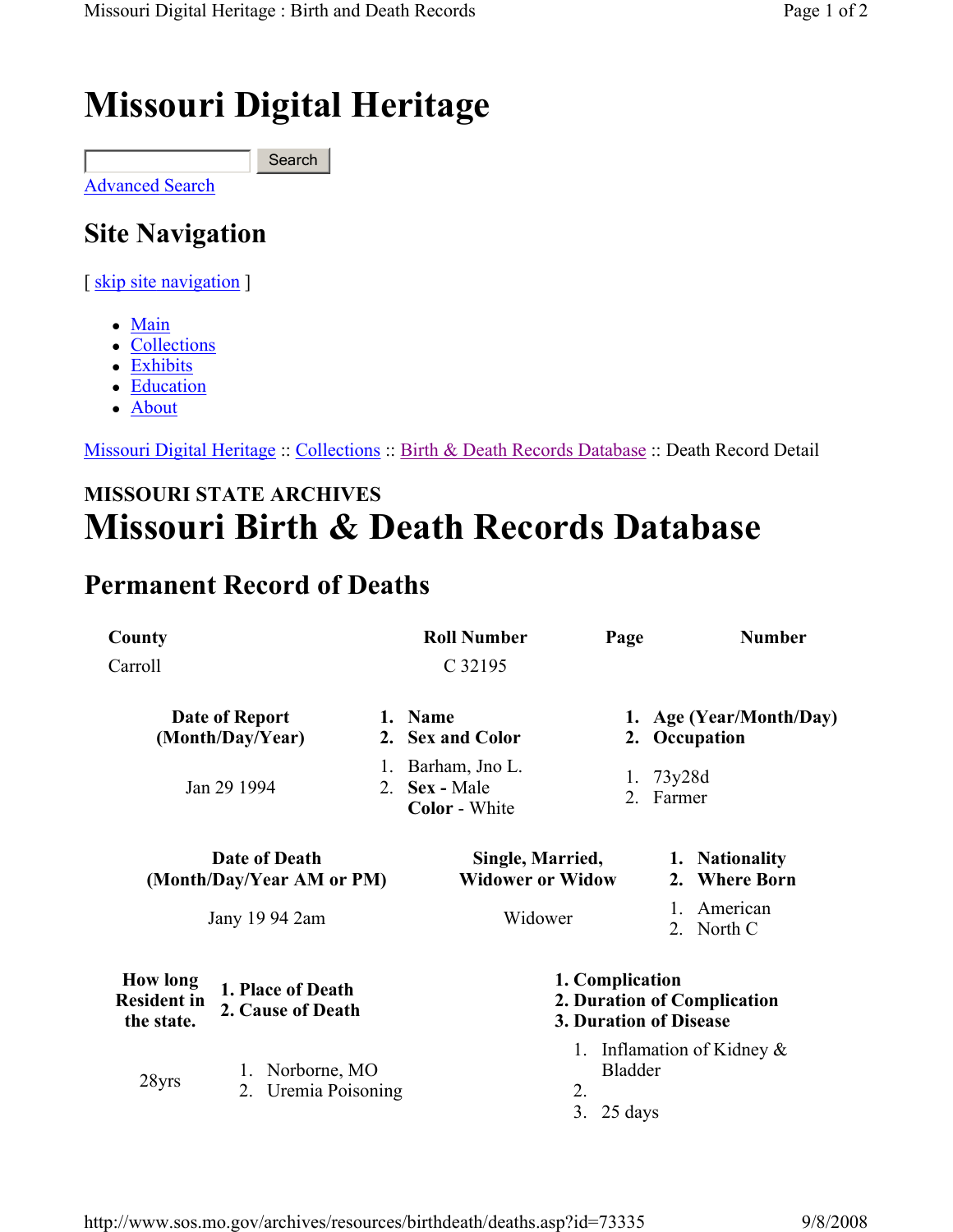# Missouri Digital Heritage

Search

[Advanced Search]

## Site Navigation

[ skip site navigation ]

- Main
- Collections
- Exhibits
- Education
- About

Missouri Digital Heritage :: Collections :: Birth & Death Records Database :: Death Record Detail

**MISSOURI STATE ARCHIVES**

# Missouri Birth & Death Records Database

## Permanent Record of Deaths

| County | Roll Number | Page | Number |
|---|---|---|---|
| Carroll | C 32195 | | |

| Date of Report (Month/Day/Year) | 1. Name 2. Sex and Color | 1. Age (Year/Month/Day) 2. Occupation |
|---|---|---|
| Jan 29 1994 | 1. Barham, Jno L. 2. **Sex** - Male **Color** - White | 1. 73y28d 2. Farmer |

| Date of Death (Month/Day/Year AM or PM) | Single, Married, Widower or Widow | 1. Nationality 2. Where Born |
|---|---|---|
| Jany 19 94 2am | Widower | 1. American 2. North C |

| How long Resident in the state. | 1. Place of Death 2. Cause of Death | 1. Complication 2. Duration of Complication 3. Duration of Disease |
|---|---|---|
| 28yrs | 1. Norborne, MO 2. Uremia Poisoning | 1. Inflamation of Kidney & Bladder 2. 3. 25 days |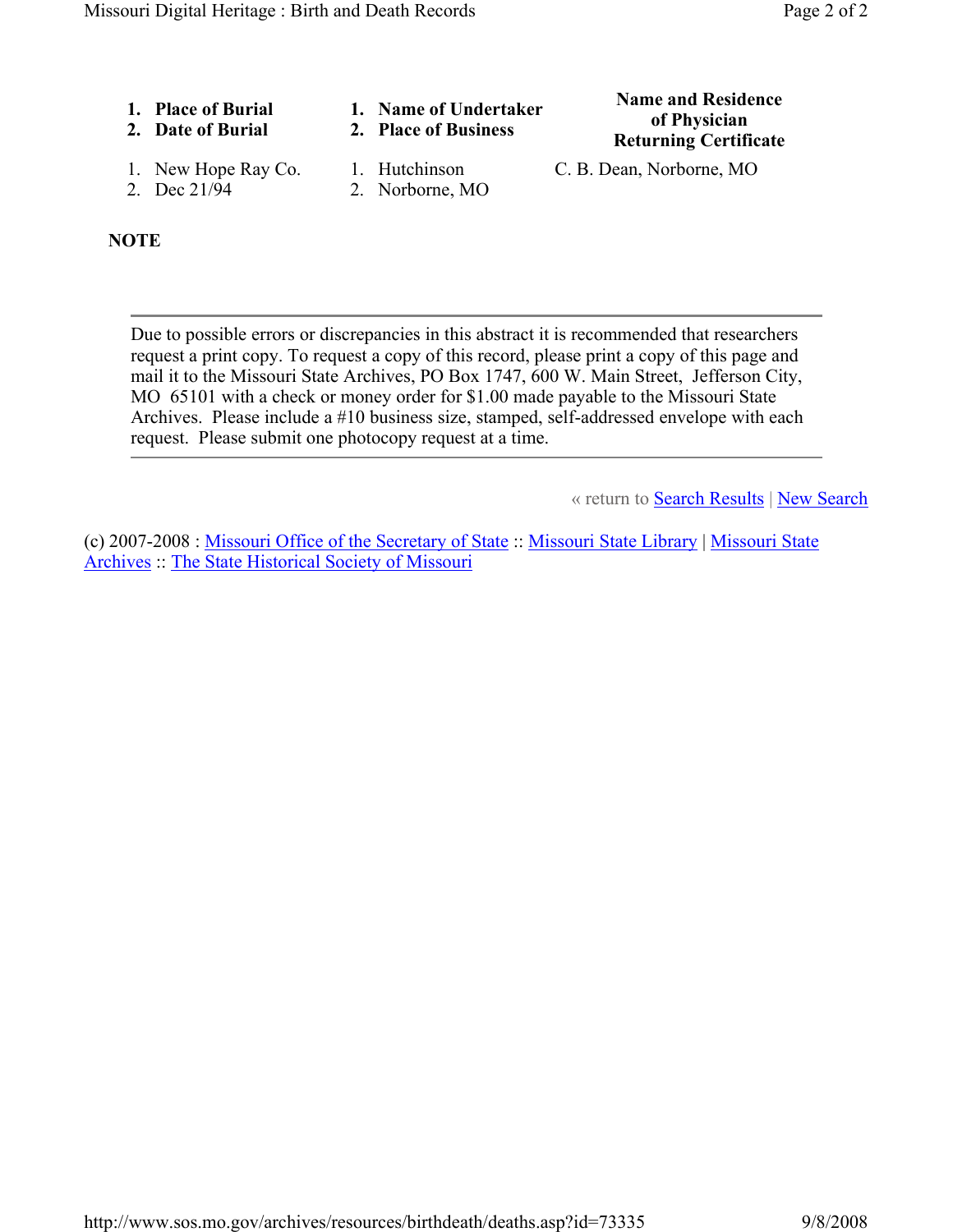| 1. Place of Burial<br>2. Date of Burial | 1. Name of Undertaker<br>2. Place of Business | Name and Residence of Physician Returning Certificate |
|---|---|---|
| 1. New Hope Ray Co.<br>2. Dec 21/94 | 1. Hutchinson<br>2. Norborne, MO | C. B. Dean, Norborne, MO |

**NOTE**

---

Due to possible errors or discrepancies in this abstract it is recommended that researchers request a print copy. To request a copy of this record, please print a copy of this page and mail it to the Missouri State Archives, PO Box 1747, 600 W. Main Street, Jefferson City, MO 65101 with a check or money order for $1.00 made payable to the Missouri State Archives. Please include a #10 business size, stamped, self-addressed envelope with each request. Please submit one photocopy request at a time.

---

« return to Search Results | New Search

(c) 2007-2008 : Missouri Office of the Secretary of State :: Missouri State Library | Missouri State Archives :: The State Historical Society of Missouri